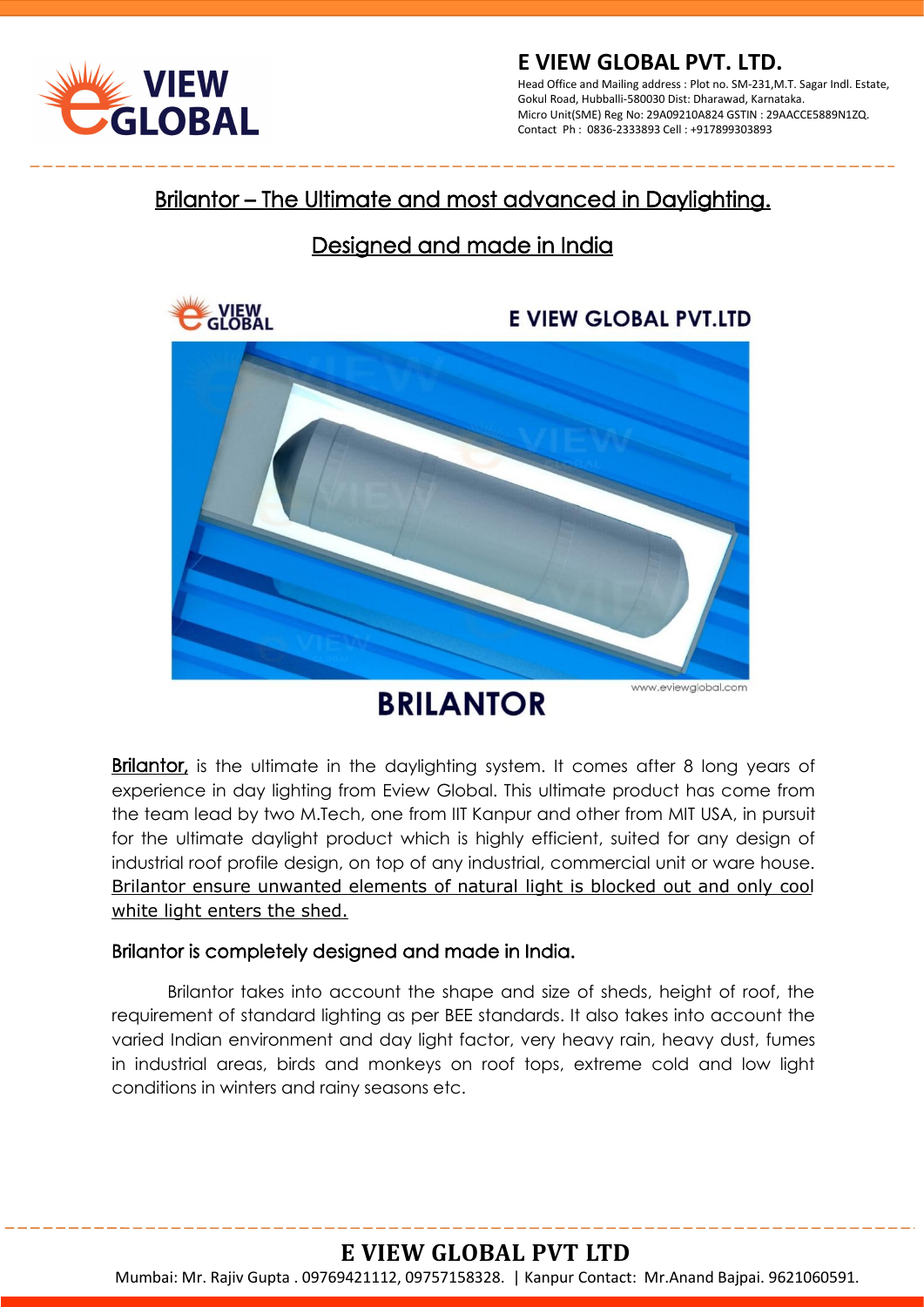# E VIEW GLOBAL PVT. LTD.

Head Office and Mailing address : Plot no. SM-231,M.T. Sagar Indl. Estate, Gokul Road, Hubballi-580030 Dist: Dharawad, Karnataka.
Micro Unit(SME) Reg No: 29A09210A824 GSTIN : 29AACCE5889N1ZQ.
Contact Ph : 0836-2333893 Cell : +917899303893

## Brilantor – The Ultimate and most advanced in Daylighting.

## Designed and made in India

E VIEW GLOBAL PVT.LTD

BRILANTOR

www.eviewglobal.com

**Brilantor,** is the ultimate in the daylighting system. It comes after 8 long years of experience in day lighting from Eview Global. This ultimate product has come from the team lead by two M.Tech, one from IIT Kanpur and other from MIT USA, in pursuit for the ultimate daylight product which is highly efficient, suited for any design of industrial roof profile design, on top of any industrial, commercial unit or ware house. Brilantor ensure unwanted elements of natural light is blocked out and only cool white light enters the shed.

### Brilantor is completely designed and made in India.

Brilantor takes into account the shape and size of sheds, height of roof, the requirement of standard lighting as per BEE standards. It also takes into account the varied Indian environment and day light factor, very heavy rain, heavy dust, fumes in industrial areas, birds and monkeys on roof tops, extreme cold and low light conditions in winters and rainy seasons etc.

**E VIEW GLOBAL PVT LTD**

Mumbai: Mr. Rajiv Gupta . 09769421112, 09757158328. | Kanpur Contact: Mr.Anand Bajpai. 9621060591.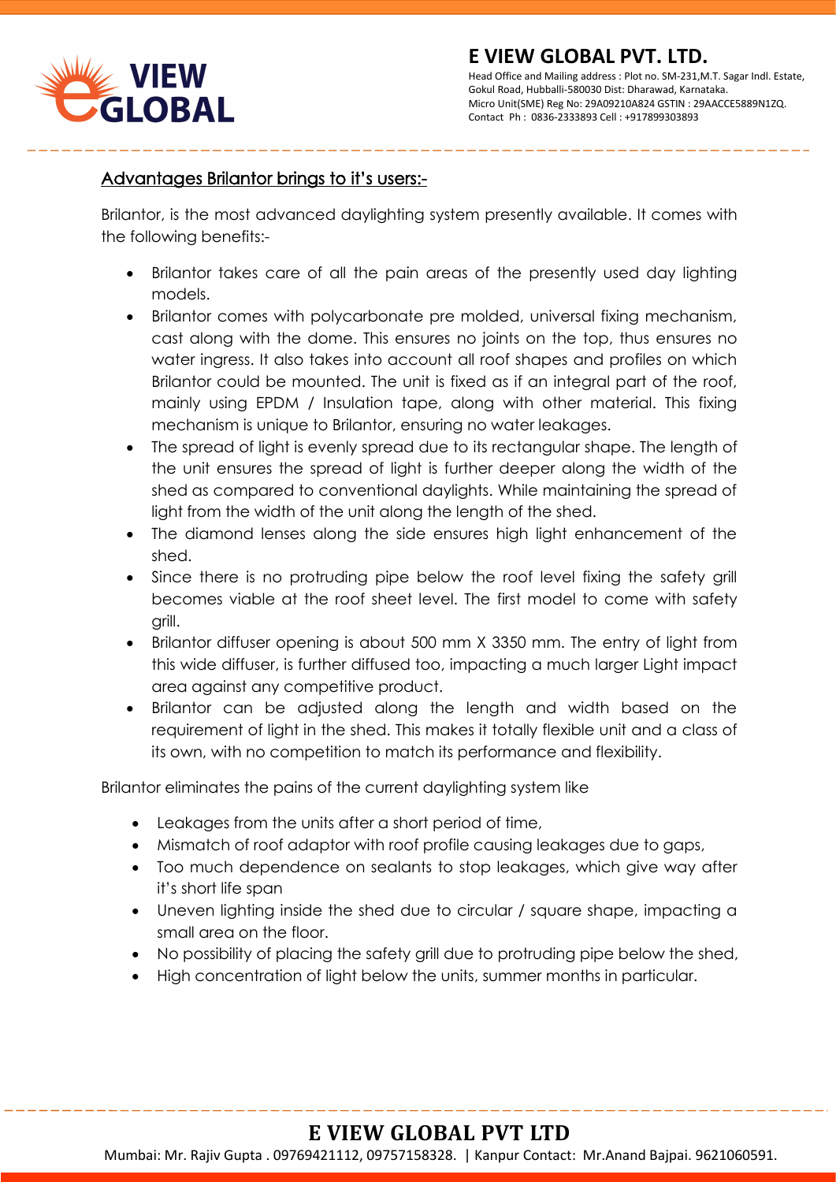## Advantages Brilantor brings to it's users:-

Brilantor, is the most advanced daylighting system presently available. It comes with the following benefits:-

- Brilantor takes care of all the pain areas of the presently used day lighting models.
- Brilantor comes with polycarbonate pre molded, universal fixing mechanism, cast along with the dome. This ensures no joints on the top, thus ensures no water ingress. It also takes into account all roof shapes and profiles on which Brilantor could be mounted. The unit is fixed as if an integral part of the roof, mainly using EPDM / Insulation tape, along with other material. This fixing mechanism is unique to Brilantor, ensuring no water leakages.
- The spread of light is evenly spread due to its rectangular shape. The length of the unit ensures the spread of light is further deeper along the width of the shed as compared to conventional daylights. While maintaining the spread of light from the width of the unit along the length of the shed.
- The diamond lenses along the side ensures high light enhancement of the shed.
- Since there is no protruding pipe below the roof level fixing the safety grill becomes viable at the roof sheet level. The first model to come with safety grill.
- Brilantor diffuser opening is about 500 mm X 3350 mm. The entry of light from this wide diffuser, is further diffused too, impacting a much larger Light impact area against any competitive product.
- Brilantor can be adjusted along the length and width based on the requirement of light in the shed. This makes it totally flexible unit and a class of its own, with no competition to match its performance and flexibility.

Brilantor eliminates the pains of the current daylighting system like

- Leakages from the units after a short period of time,
- Mismatch of roof adaptor with roof profile causing leakages due to gaps,
- Too much dependence on sealants to stop leakages, which give way after it's short life span
- Uneven lighting inside the shed due to circular / square shape, impacting a small area on the floor.
- No possibility of placing the safety grill due to protruding pipe below the shed,
- High concentration of light below the units, summer months in particular.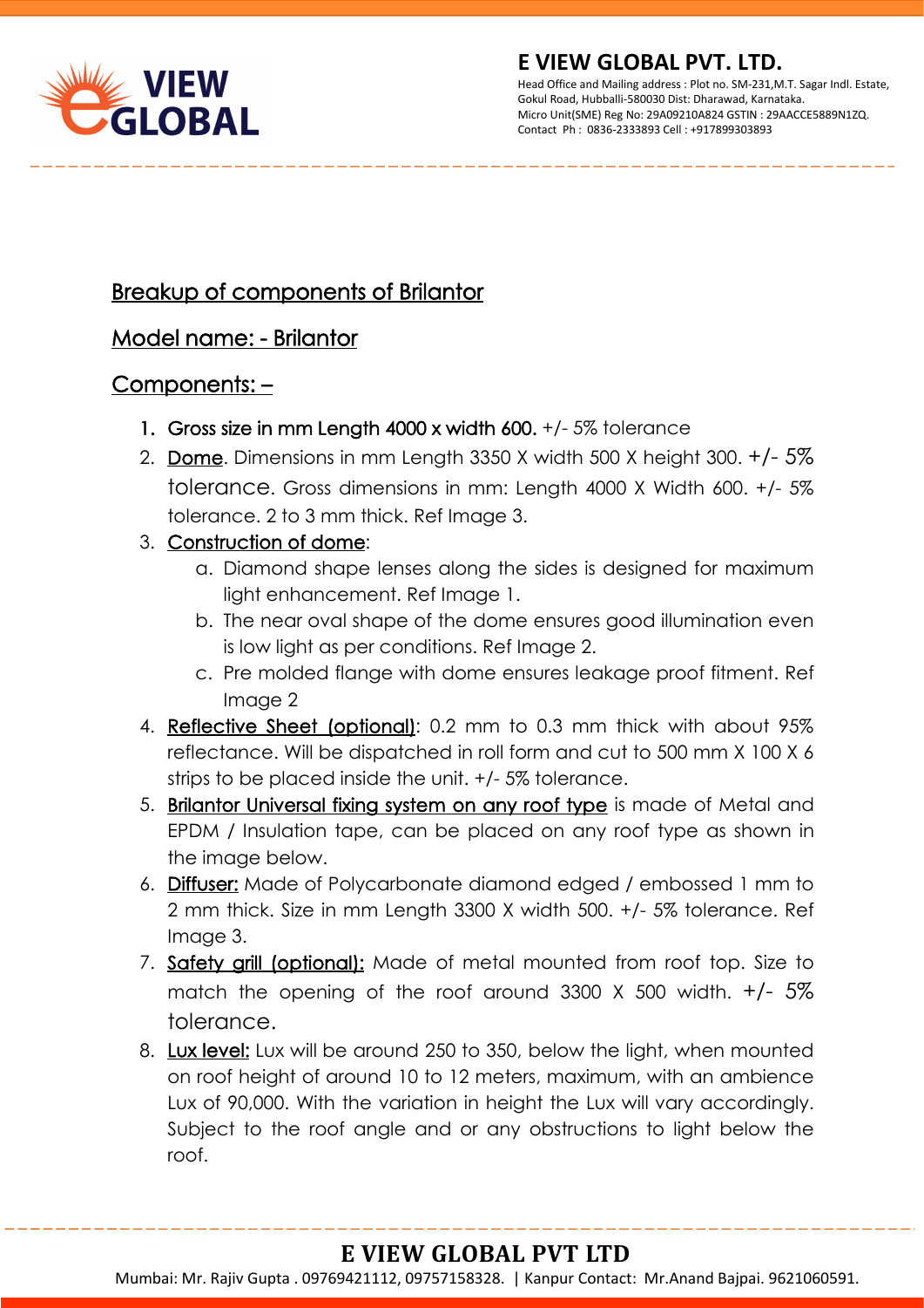## Breakup of components of Brilantor

## Model name: - Brilantor

## Components: –

1. **Gross size in mm Length 4000 x width 600.** +/- 5% tolerance
2. **Dome**. Dimensions in mm Length 3350 X width 500 X height 300. +/- 5% tolerance. Gross dimensions in mm: Length 4000 X Width 600. +/- 5% tolerance. 2 to 3 mm thick. Ref Image 3.
3. **Construction of dome**:
   a. Diamond shape lenses along the sides is designed for maximum light enhancement. Ref Image 1.
   b. The near oval shape of the dome ensures good illumination even is low light as per conditions. Ref Image 2.
   c. Pre molded flange with dome ensures leakage proof fitment. Ref Image 2
4. **Reflective Sheet (optional)**: 0.2 mm to 0.3 mm thick with about 95% reflectance. Will be dispatched in roll form and cut to 500 mm X 100 X 6 strips to be placed inside the unit. +/- 5% tolerance.
5. **Brilantor Universal fixing system on any roof type** is made of Metal and EPDM / Insulation tape, can be placed on any roof type as shown in the image below.
6. **Diffuser:** Made of Polycarbonate diamond edged / embossed 1 mm to 2 mm thick. Size in mm Length 3300 X width 500. +/- 5% tolerance. Ref Image 3.
7. **Safety grill (optional):** Made of metal mounted from roof top. Size to match the opening of the roof around 3300 X 500 width. +/- 5% tolerance.
8. **Lux level:** Lux will be around 250 to 350, below the light, when mounted on roof height of around 10 to 12 meters, maximum, with an ambience Lux of 90,000. With the variation in height the Lux will vary accordingly. Subject to the roof angle and or any obstructions to light below the roof.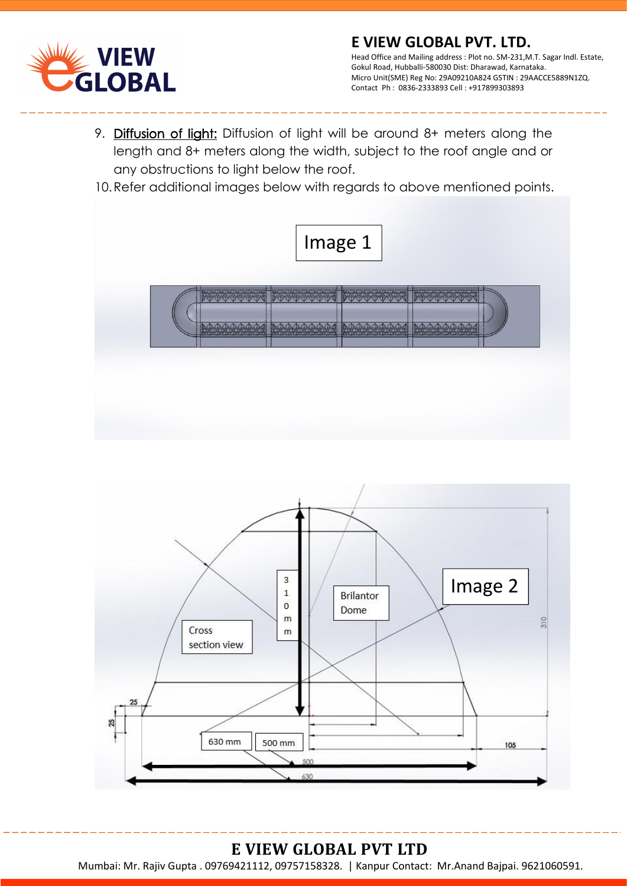9. <u>**Diffusion of light:**</u> Diffusion of light will be around 8+ meters along the length and 8+ meters along the width, subject to the roof angle and or any obstructions to light below the roof.
10. Refer additional images below with regards to above mentioned points.

Image 1

Image 2

Cross section view

310 mm

Brilantor Dome

630 mm

500 mm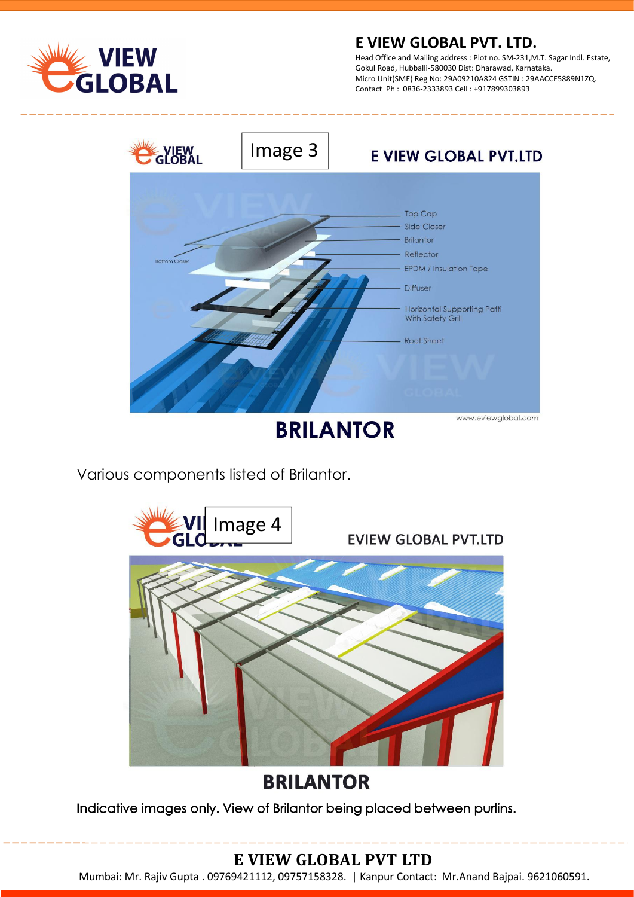Image 3

E VIEW GLOBAL PVT.LTD

Top Cap
Side Closer
Brilantor
Reflector
EPDM / Insulation Tape
Diffuser
Horizontal Supporting Patti With Safety Grill
Roof Sheet
Bottom Closer

www.eviewglobal.com

**BRILANTOR**

Various components listed of Brilantor.

Image 4

EVIEW GLOBAL PVT.LTD

**BRILANTOR**

Indicative images only. View of Brilantor being placed between purlins.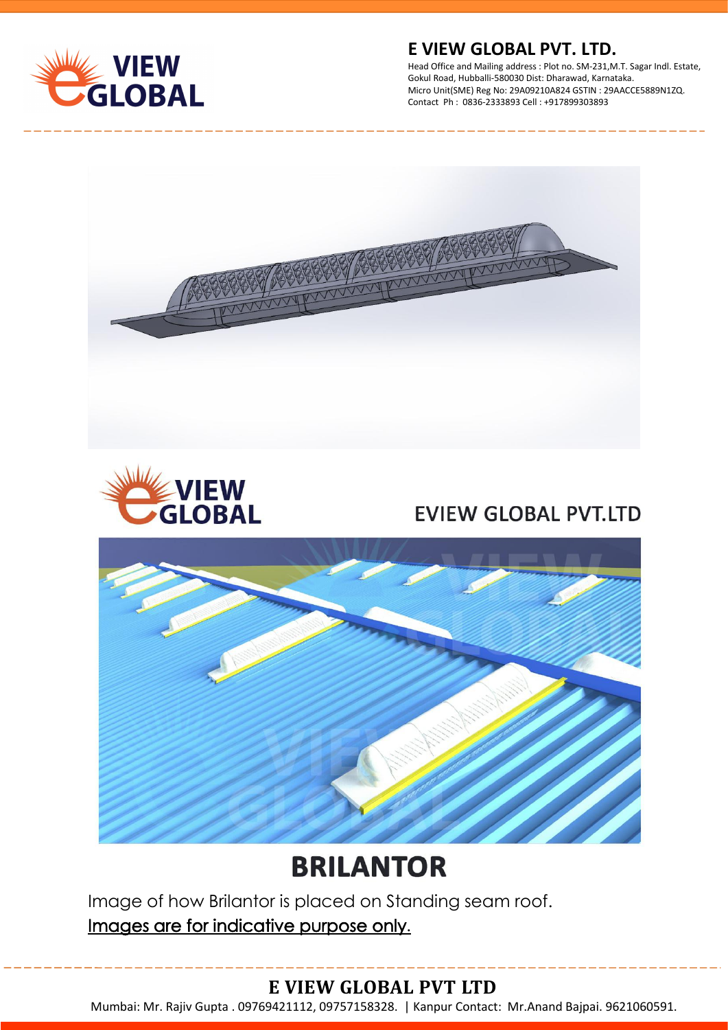# E VIEW GLOBAL PVT. LTD.

Head Office and Mailing address : Plot no. SM-231,M.T. Sagar Indl. Estate, Gokul Road, Hubballi-580030 Dist: Dharawad, Karnataka.
Micro Unit(SME) Reg No: 29A09210A824 GSTIN : 29AACCE5889N1ZQ.
Contact Ph : 0836-2333893 Cell : +917899303893

EVIEW GLOBAL PVT.LTD

# BRILANTOR

Image of how Brilantor is placed on Standing seam roof.

Images are for indicative purpose only.

**E VIEW GLOBAL PVT LTD**

Mumbai: Mr. Rajiv Gupta . 09769421112, 09757158328. | Kanpur Contact: Mr.Anand Bajpai. 9621060591.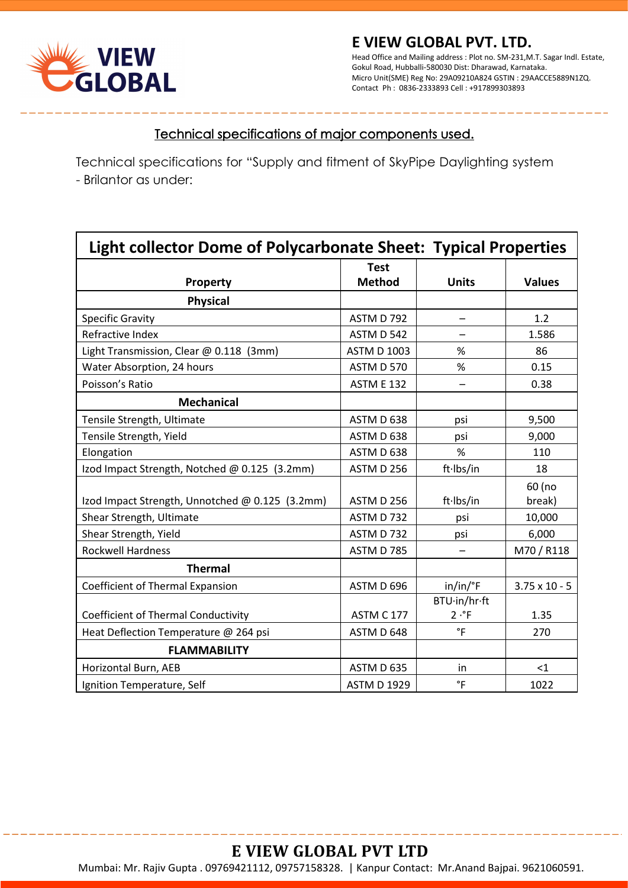# E VIEW GLOBAL PVT. LTD.

Head Office and Mailing address : Plot no. SM-231,M.T. Sagar Indl. Estate, Gokul Road, Hubballi-580030 Dist: Dharawad, Karnataka.
Micro Unit(SME) Reg No: 29A09210A824 GSTIN : 29AACCE5889N1ZQ.
Contact Ph : 0836-2333893 Cell : +917899303893

## Technical specifications of major components used.

Technical specifications for "Supply and fitment of SkyPipe Daylighting system - Brilantor as under:

| Light collector Dome of Polycarbonate Sheet: Typical Properties | | | |
|---|---|---|---|
| **Property** | **Test Method** | **Units** | **Values** |
| **Physical** | | | |
| Specific Gravity | ASTM D 792 | – | 1.2 |
| Refractive Index | ASTM D 542 | – | 1.586 |
| Light Transmission, Clear @ 0.118 (3mm) | ASTM D 1003 | % | 86 |
| Water Absorption, 24 hours | ASTM D 570 | % | 0.15 |
| Poisson's Ratio | ASTM E 132 | – | 0.38 |
| **Mechanical** | | | |
| Tensile Strength, Ultimate | ASTM D 638 | psi | 9,500 |
| Tensile Strength, Yield | ASTM D 638 | psi | 9,000 |
| Elongation | ASTM D 638 | % | 110 |
| Izod Impact Strength, Notched @ 0.125 (3.2mm) | ASTM D 256 | ft·lbs/in | 18 |
| Izod Impact Strength, Unnotched @ 0.125 (3.2mm) | ASTM D 256 | ft·lbs/in | 60 (no break) |
| Shear Strength, Ultimate | ASTM D 732 | psi | 10,000 |
| Shear Strength, Yield | ASTM D 732 | psi | 6,000 |
| Rockwell Hardness | ASTM D 785 | – | M70 / R118 |
| **Thermal** | | | |
| Coefficient of Thermal Expansion | ASTM D 696 | in/in/°F | 3.75 x 10 - 5 |
| Coefficient of Thermal Conductivity | ASTM C 177 | BTU·in/hr·ft 2 ·°F | 1.35 |
| Heat Deflection Temperature @ 264 psi | ASTM D 648 | °F | 270 |
| **FLAMMABILITY** | | | |
| Horizontal Burn, AEB | ASTM D 635 | in | <1 |
| Ignition Temperature, Self | ASTM D 1929 | °F | 1022 |

**E VIEW GLOBAL PVT LTD**

Mumbai: Mr. Rajiv Gupta . 09769421112, 09757158328. | Kanpur Contact: Mr.Anand Bajpai. 9621060591.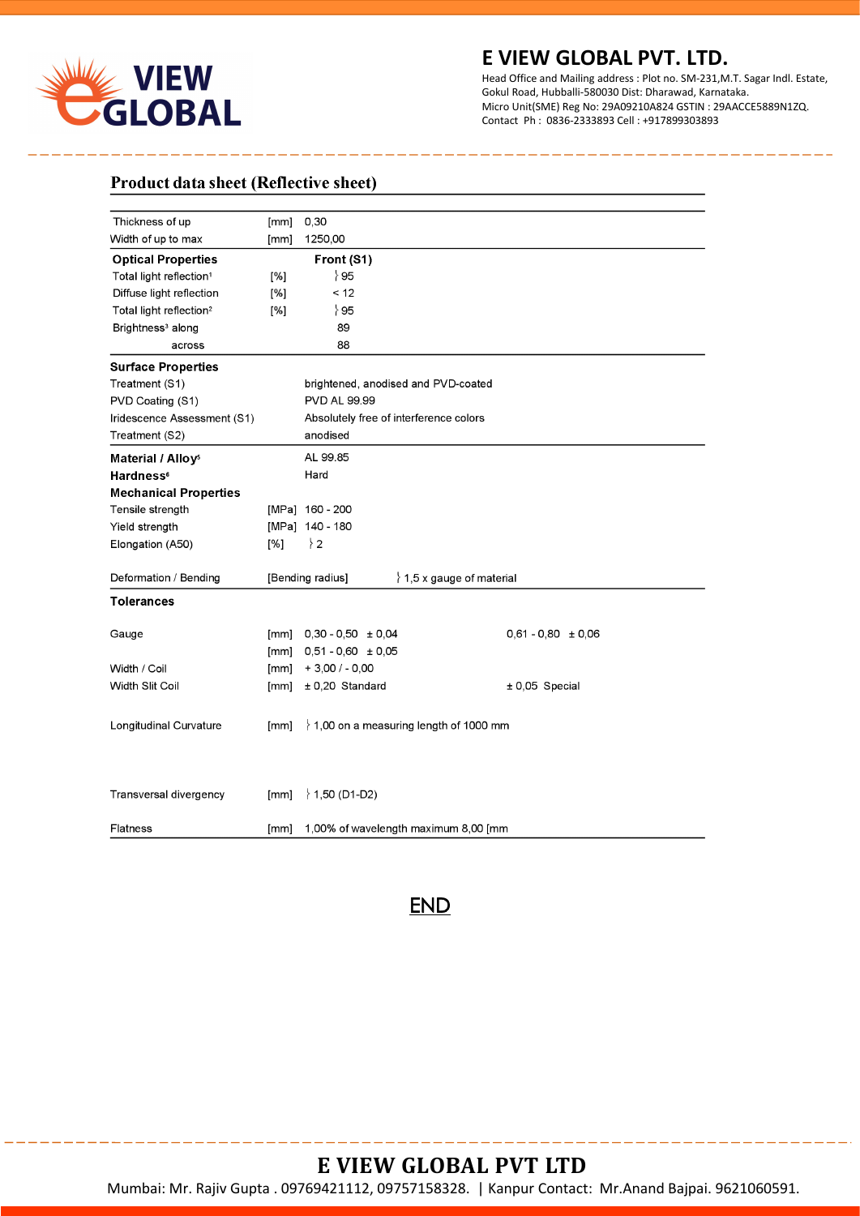# E VIEW GLOBAL PVT. LTD.

Head Office and Mailing address : Plot no. SM-231,M.T. Sagar Indl. Estate, Gokul Road, Hubballi-580030 Dist: Dharawad, Karnataka.
Micro Unit(SME) Reg No: 29A09210A824 GSTIN : 29AACCE5889N1ZQ.
Contact Ph : 0836-2333893 Cell : +917899303893

## Product data sheet (Reflective sheet)

| | | | |
|---|---|---|---|
| Thickness of up | [mm] | 0,30 | |
| Width of up to max | [mm] | 1250,00 | |
| **Optical Properties** | | **Front (S1)** | |
| Total light reflection[1] | [%] | ⟩ 95 | |
| Diffuse light reflection | [%] | < 12 | |
| Total light reflection[2] | [%] | ⟩ 95 | |
| Brightness[3] along | | 89 | |
| across | | 88 | |
| **Surface Properties** | | | |
| Treatment (S1) | | brightened, anodised and PVD-coated | |
| PVD Coating (S1) | | PVD AL 99.99 | |
| Iridescence Assessment (S1) | | Absolutely free of interference colors | |
| Treatment (S2) | | anodised | |
| **Material / Alloy**[5] | | AL 99.85 | |
| **Hardness**[6] | | Hard | |
| **Mechanical Properties** | | | |
| Tensile strength | [MPa] | 160 - 200 | |
| Yield strength | [MPa] | 140 - 180 | |
| Elongation (A50) | [%] | ⟩ 2 | |
| Deformation / Bending | [Bending radius] | ⟩ 1,5 x gauge of material | |
| **Tolerances** | | | |
| Gauge | [mm] | 0,30 - 0,50 ± 0,04 | 0,61 - 0,80 ± 0,06 |
| | [mm] | 0,51 - 0,60 ± 0,05 | |
| Width / Coil | [mm] | + 3,00 / - 0,00 | |
| Width Slit Coil | [mm] | ± 0,20 Standard | ± 0,05 Special |
| Longitudinal Curvature | [mm] | ⟩ 1,00 on a measuring length of 1000 mm | |
| Transversal divergency | [mm] | ⟩ 1,50 (D1-D2) | |
| Flatness | [mm] | 1,00% of wavelength maximum 8,00 [mm | |

END

**E VIEW GLOBAL PVT LTD**

Mumbai: Mr. Rajiv Gupta . 09769421112, 09757158328. | Kanpur Contact: Mr.Anand Bajpai. 9621060591.